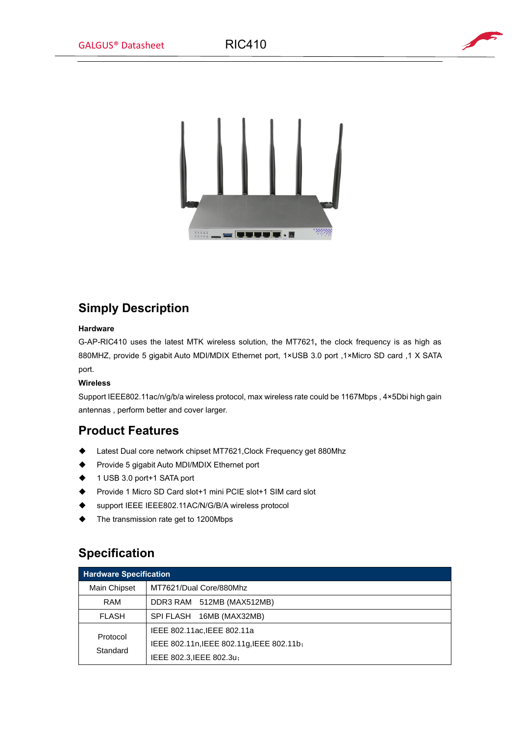## Simply Description

**Hardware**

G-AP-RIC410 uses the latest MTK wireless solution, the MT7621**,** the clock frequency is as high as 880MHZ, provide 5 gigabit Auto MDI/MDIX Ethernet port, 1×USB 3.0 port ,1×Micro SD card ,1 X SATA port.

**Wireless**

Support IEEE802.11ac/n/g/b/a wireless protocol, max wireless rate could be 1167Mbps , 4×5Dbi high gain antennas , perform better and cover larger.

## Product Features

- Latest Dual core network chipset MT7621,Clock Frequency get 880Mhz
- Provide 5 gigabit Auto MDI/MDIX Ethernet port
- 1 USB 3.0 port+1 SATA port
- Provide 1 Micro SD Card slot+1 mini PCIE slot+1 SIM card slot
- support IEEE IEEE802.11AC/N/G/B/A wireless protocol
- The transmission rate get to 1200Mbps

## Specification

| Hardware Specification | |
|---|---|
| Main Chipset | MT7621/Dual Core/880Mhz |
| RAM | DDR3 RAM 512MB (MAX512MB) |
| FLASH | SPI FLASH 16MB (MAX32MB) |
| Protocol Standard | IEEE 802.11ac,IEEE 802.11a<br>IEEE 802.11n,IEEE 802.11g,IEEE 802.11b；<br>IEEE 802.3,IEEE 802.3u； |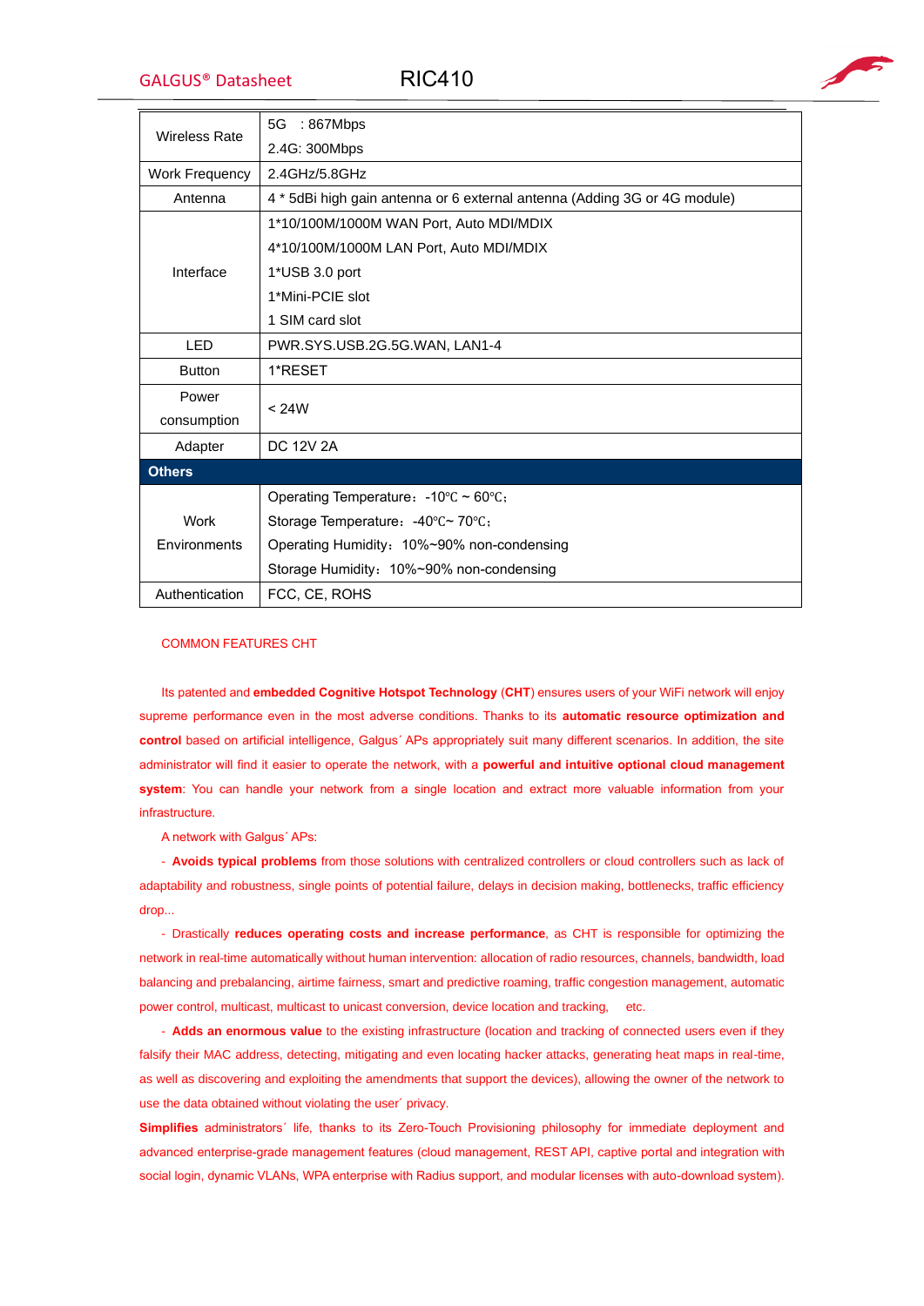| | |
|---|---|
| Wireless Rate | 5G : 867Mbps<br>2.4G: 300Mbps |
| Work Frequency | 2.4GHz/5.8GHz |
| Antenna | 4 * 5dBi high gain antenna or 6 external antenna (Adding 3G or 4G module) |
| Interface | 1*10/100M/1000M WAN Port, Auto MDI/MDIX<br>4*10/100M/1000M LAN Port, Auto MDI/MDIX<br>1*USB 3.0 port<br>1*Mini-PCIE slot<br>1 SIM card slot |
| LED | PWR.SYS.USB.2G.5G.WAN, LAN1-4 |
| Button | 1*RESET |
| Power consumption | < 24W |
| Adapter | DC 12V 2A |
| **Others** | |
| Work Environments | Operating Temperature：-10℃ ~ 60℃；<br>Storage Temperature：-40℃~ 70℃；<br>Operating Humidity：10%~90% non-condensing<br>Storage Humidity：10%~90% non-condensing |
| Authentication | FCC, CE, ROHS |

COMMON FEATURES CHT

Its patented and **embedded Cognitive Hotspot Technology** (**CHT**) ensures users of your WiFi network will enjoy supreme performance even in the most adverse conditions. Thanks to its **automatic resource optimization and control** based on artificial intelligence, Galgus´ APs appropriately suit many different scenarios. In addition, the site administrator will find it easier to operate the network, with a **powerful and intuitive optional cloud management system**: You can handle your network from a single location and extract more valuable information from your infrastructure.

A network with Galgus´ APs:

- **Avoids typical problems** from those solutions with centralized controllers or cloud controllers such as lack of adaptability and robustness, single points of potential failure, delays in decision making, bottlenecks, traffic efficiency drop...
- Drastically **reduces operating costs and increase performance**, as CHT is responsible for optimizing the network in real-time automatically without human intervention: allocation of radio resources, channels, bandwidth, load balancing and prebalancing, airtime fairness, smart and predictive roaming, traffic congestion management, automatic power control, multicast, multicast to unicast conversion, device location and tracking, etc.
- **Adds an enormous value** to the existing infrastructure (location and tracking of connected users even if they falsify their MAC address, detecting, mitigating and even locating hacker attacks, generating heat maps in real-time, as well as discovering and exploiting the amendments that support the devices), allowing the owner of the network to use the data obtained without violating the user´ privacy.

**Simplifies** administrators´ life, thanks to its Zero-Touch Provisioning philosophy for immediate deployment and advanced enterprise-grade management features (cloud management, REST API, captive portal and integration with social login, dynamic VLANs, WPA enterprise with Radius support, and modular licenses with auto-download system).